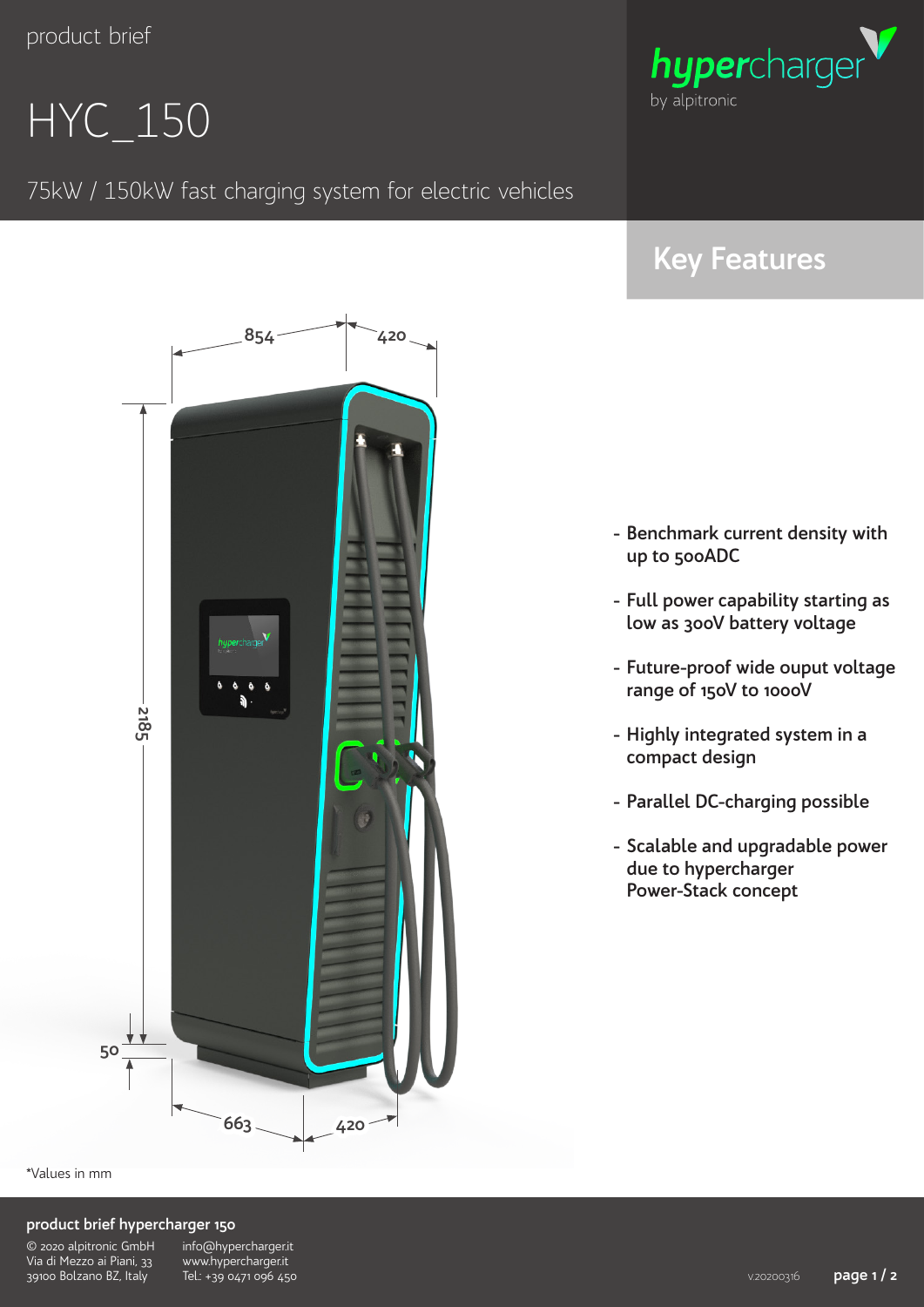product brief

# HYC_150

75kW / 150kW fast charging system for electric vehicles

hypercharger by alpitronic

## Key Features

- Benchmark current density with up to 500ADC
- Full power capability starting as low as 300V battery voltage
- Future-proof wide ouput voltage range of 150V to 1000V
- Highly integrated system in a compact design
- Parallel DC-charging possible
- Scalable and upgradable power due to hypercharger Power-Stack concept

854 420 2185 50 663 420

*Values in mm

**product brief hypercharger 150**

© 2020 alpitronic GmbH
Via di Mezzo ai Piani, 33
39100 Bolzano BZ, Italy

info@hypercharger.it
www.hypercharger.it
Tel.: +39 0471 096 450

v.20200316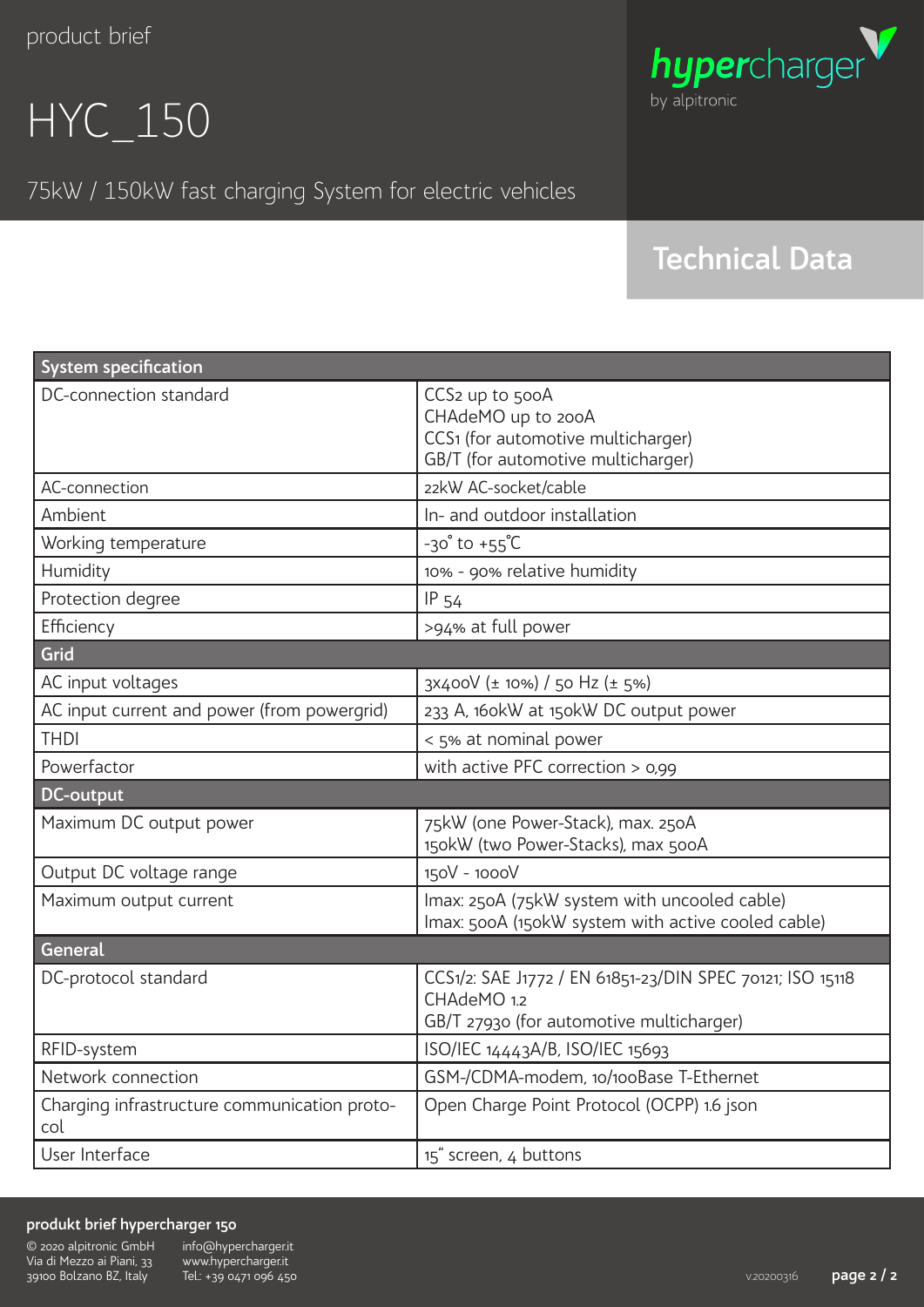product brief

# HYC_150

hypercharger by alpitronic

75kW / 150kW fast charging System for electric vehicles

## Technical Data

| | |
|---|---|
| **System specification** | |
| DC-connection standard | CCS2 up to 500A<br>CHAdeMO up to 200A<br>CCS1 (for automotive multicharger)<br>GB/T (for automotive multicharger) |
| AC-connection | 22kW AC-socket/cable |
| Ambient | In- and outdoor installation |
| Working temperature | -30° to +55°C |
| Humidity | 10% - 90% relative humidity |
| Protection degree | IP 54 |
| Efficiency | >94% at full power |
| **Grid** | |
| AC input voltages | 3x400V (± 10%) / 50 Hz (± 5%) |
| AC input current and power (from powergrid) | 233 A, 160kW at 150kW DC output power |
| THDI | < 5% at nominal power |
| Powerfactor | with active PFC correction > 0,99 |
| **DC-output** | |
| Maximum DC output power | 75kW (one Power-Stack), max. 250A<br>150kW (two Power-Stacks), max 500A |
| Output DC voltage range | 150V - 1000V |
| Maximum output current | Imax: 250A (75kW system with uncooled cable)<br>Imax: 500A (150kW system with active cooled cable) |
| **General** | |
| DC-protocol standard | CCS1/2: SAE J1772 / EN 61851-23/DIN SPEC 70121; ISO 15118<br>CHAdeMO 1.2<br>GB/T 27930 (for automotive multicharger) |
| RFID-system | ISO/IEC 14443A/B, ISO/IEC 15693 |
| Network connection | GSM-/CDMA-modem, 10/100Base T-Ethernet |
| Charging infrastructure communication protocol | Open Charge Point Protocol (OCPP) 1.6 json |
| User Interface | 15“ screen, 4 buttons |

**produkt brief hypercharger 150**

© 2020 alpitronic GmbH
Via di Mezzo ai Piani, 33
39100 Bolzano BZ, Italy

info@hypercharger.it
www.hypercharger.it
Tel.: +39 0471 096 450

v.20200316